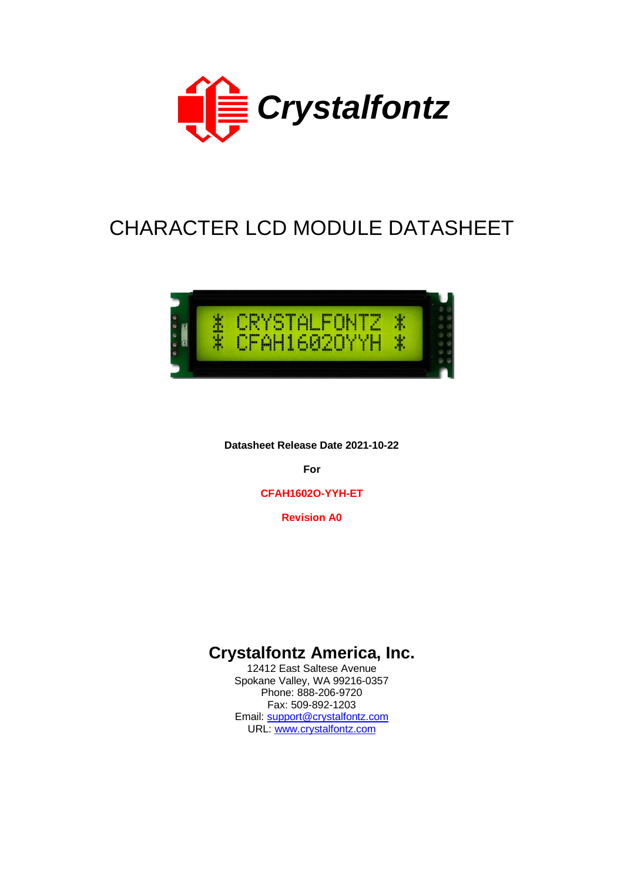# CHARACTER LCD MODULE DATASHEET

**Datasheet Release Date 2021-10-22**

**For**

**CFAH1602O-YYH-ET**

**Revision A0**

## Crystalfontz America, Inc.

12412 East Saltese Avenue
Spokane Valley, WA 99216-0357
Phone: 888-206-9720
Fax: 509-892-1203
Email: support@crystalfontz.com
URL: www.crystalfontz.com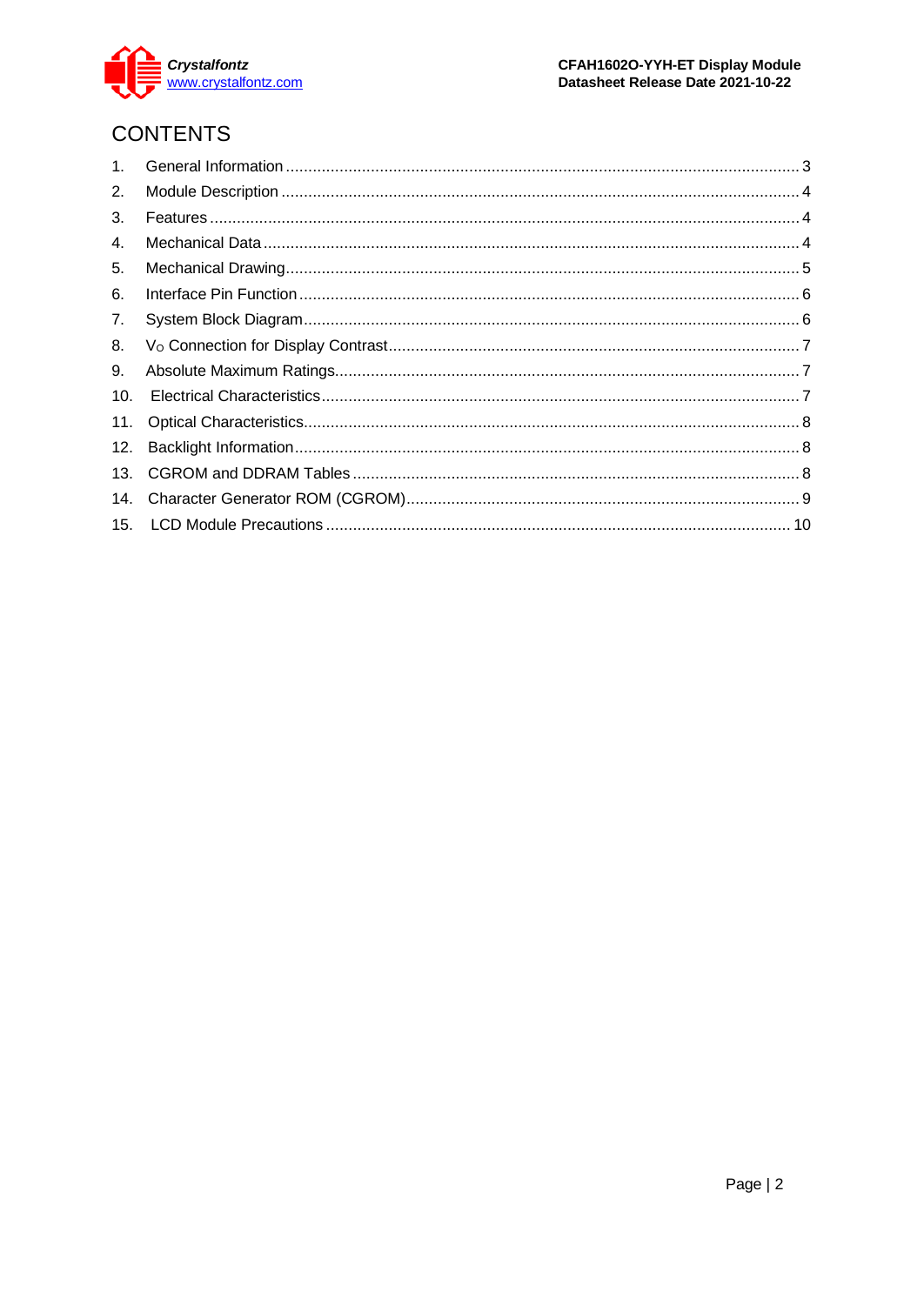# CONTENTS

1. General Information ........................................................................................................ 3
2. Module Description ......................................................................................................... 4
3. Features ......................................................................................................................... 4
4. Mechanical Data ............................................................................................................. 4
5. Mechanical Drawing ........................................................................................................ 5
6. Interface Pin Function ..................................................................................................... 6
7. System Block Diagram .................................................................................................... 6
8. $V_O$ Connection for Display Contrast ............................................................................... 7
9. Absolute Maximum Ratings ............................................................................................. 7
10. Electrical Characteristics ................................................................................................ 7
11. Optical Characteristics .................................................................................................... 8
12. Backlight Information ...................................................................................................... 8
13. CGROM and DDRAM Tables .......................................................................................... 8
14. Character Generator ROM (CGROM) .............................................................................. 9
15. LCD Module Precautions ............................................................................................... 10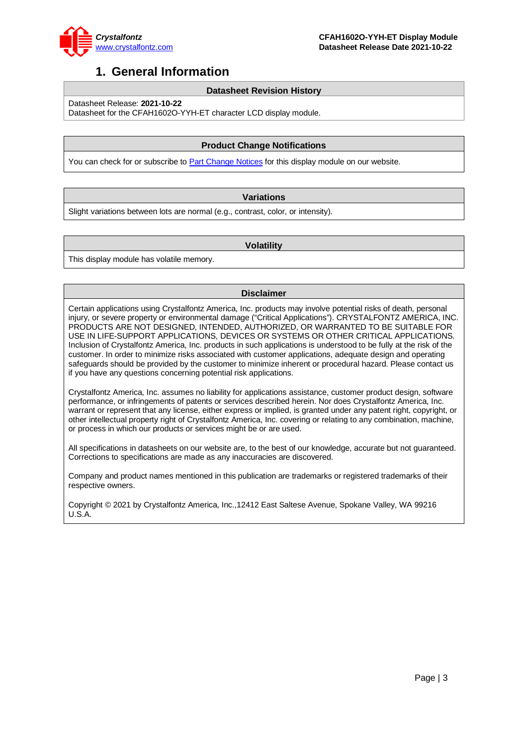# 1. General Information

| Datasheet Revision History |
| --- |
| Datasheet Release: **2021-10-22**<br>Datasheet for the CFAH1602O-YYH-ET character LCD display module. |

| Product Change Notifications |
| --- |
| You can check for or subscribe to Part Change Notices for this display module on our website. |

| Variations |
| --- |
| Slight variations between lots are normal (e.g., contrast, color, or intensity). |

| Volatility |
| --- |
| This display module has volatile memory. |

**Disclaimer**

Certain applications using Crystalfontz America, Inc. products may involve potential risks of death, personal injury, or severe property or environmental damage ("Critical Applications"). CRYSTALFONTZ AMERICA, INC. PRODUCTS ARE NOT DESIGNED, INTENDED, AUTHORIZED, OR WARRANTED TO BE SUITABLE FOR USE IN LIFE-SUPPORT APPLICATIONS, DEVICES OR SYSTEMS OR OTHER CRITICAL APPLICATIONS. Inclusion of Crystalfontz America, Inc. products in such applications is understood to be fully at the risk of the customer. In order to minimize risks associated with customer applications, adequate design and operating safeguards should be provided by the customer to minimize inherent or procedural hazard. Please contact us if you have any questions concerning potential risk applications.

Crystalfontz America, Inc. assumes no liability for applications assistance, customer product design, software performance, or infringements of patents or services described herein. Nor does Crystalfontz America, Inc. warrant or represent that any license, either express or implied, is granted under any patent right, copyright, or other intellectual property right of Crystalfontz America, Inc. covering or relating to any combination, machine, or process in which our products or services might be or are used.

All specifications in datasheets on our website are, to the best of our knowledge, accurate but not guaranteed. Corrections to specifications are made as any inaccuracies are discovered.

Company and product names mentioned in this publication are trademarks or registered trademarks of their respective owners.

Copyright © 2021 by Crystalfontz America, Inc.,12412 East Saltese Avenue, Spokane Valley, WA 99216 U.S.A.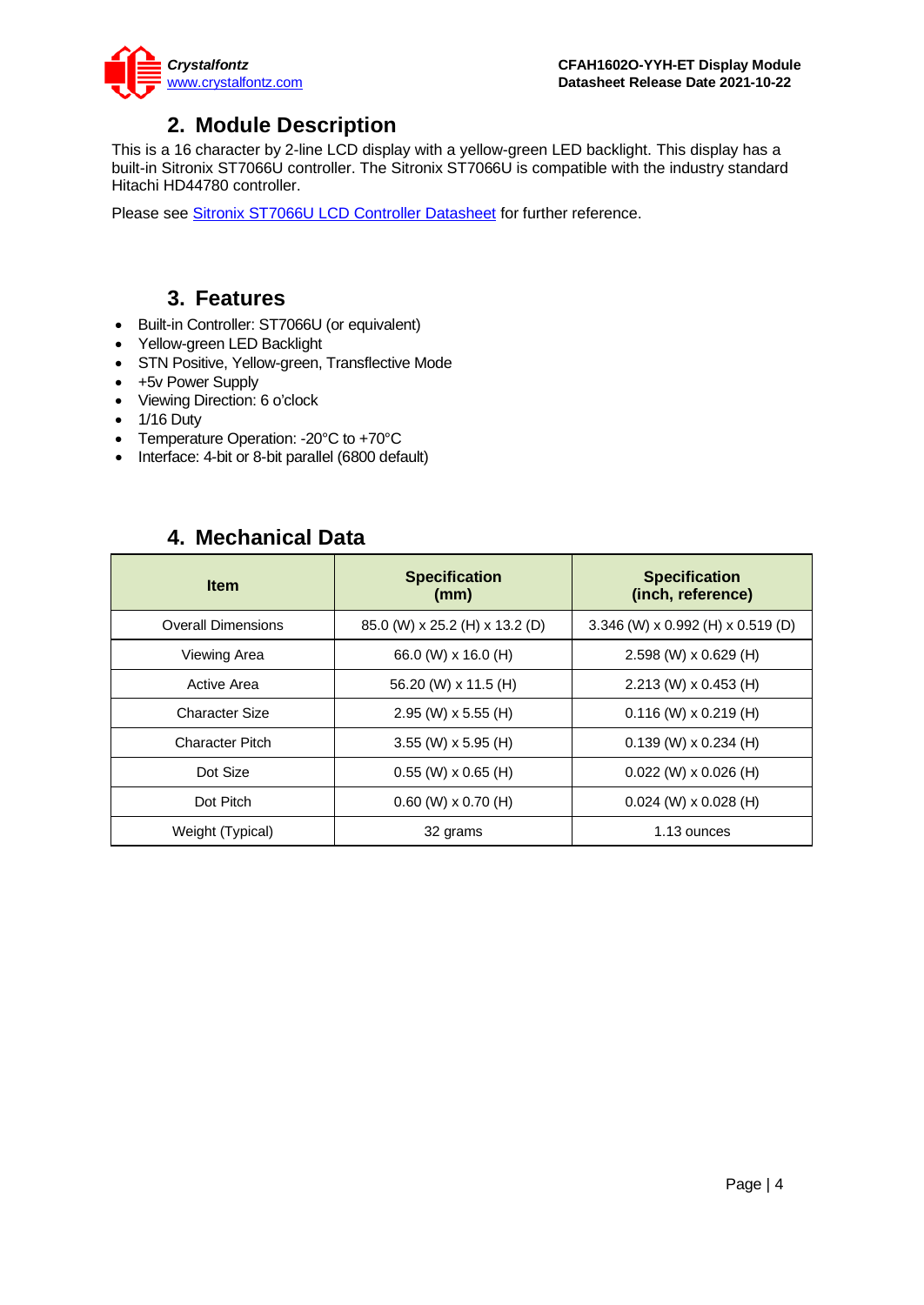## 2. Module Description

This is a 16 character by 2-line LCD display with a yellow-green LED backlight. This display has a built-in Sitronix ST7066U controller. The Sitronix ST7066U is compatible with the industry standard Hitachi HD44780 controller.

Please see Sitronix ST7066U LCD Controller Datasheet for further reference.

## 3. Features

- Built-in Controller: ST7066U (or equivalent)
- Yellow-green LED Backlight
- STN Positive, Yellow-green, Transflective Mode
- +5v Power Supply
- Viewing Direction: 6 o'clock
- 1/16 Duty
- Temperature Operation: -20°C to +70°C
- Interface: 4-bit or 8-bit parallel (6800 default)

## 4. Mechanical Data

| Item | Specification (mm) | Specification (inch, reference) |
|---|---|---|
| Overall Dimensions | 85.0 (W) x 25.2 (H) x 13.2 (D) | 3.346 (W) x 0.992 (H) x 0.519 (D) |
| Viewing Area | 66.0 (W) x 16.0 (H) | 2.598 (W) x 0.629 (H) |
| Active Area | 56.20 (W) x 11.5 (H) | 2.213 (W) x 0.453 (H) |
| Character Size | 2.95 (W) x 5.55 (H) | 0.116 (W) x 0.219 (H) |
| Character Pitch | 3.55 (W) x 5.95 (H) | 0.139 (W) x 0.234 (H) |
| Dot Size | 0.55 (W) x 0.65 (H) | 0.022 (W) x 0.026 (H) |
| Dot Pitch | 0.60 (W) x 0.70 (H) | 0.024 (W) x 0.028 (H) |
| Weight (Typical) | 32 grams | 1.13 ounces |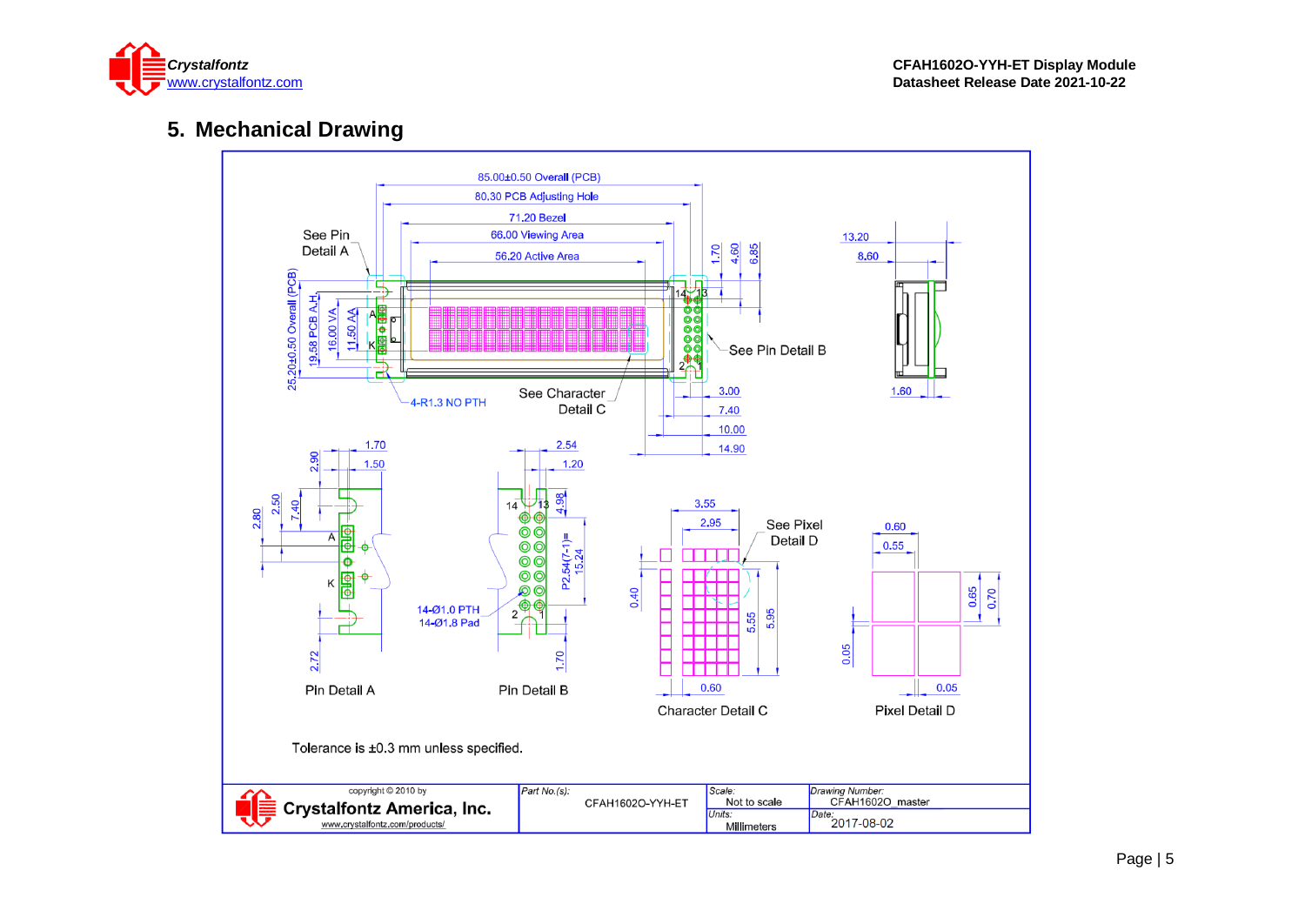## 5. Mechanical Drawing

85.00±0.50 Overall (PCB)

80.30 PCB Adjusting Hole

71.20 Bezel

66.00 Viewing Area

56.20 Active Area

See Pin Detail A

See Pin Detail B

See Character Detail C

4-R1.3 NO PTH

25.20±0.50 Overall (PCB)

19.58 PCB A.H.

16.00 VA

11.50 AA

1.70 4.60 6.85

3.00 7.40 10.00 14.90

13.20 8.60 1.60

Pin Detail A

1.70 1.50 2.90 2.50 2.80 7.40 2.72

Pin Detail B

2.54 1.20 4.98 P2.54(7-1)=15.24 1.70

14-Ø1.0 PTH
14-Ø1.8 Pad

Character Detail C

3.55 2.95 0.40 5.55 5.95 0.60

See Pixel Detail D

Pixel Detail D

0.60 0.55 0.65 0.70 0.05 0.05

Tolerance is ±0.3 mm unless specified.

| copyright © 2010 by Crystalfontz America, Inc. www.crystalfontz.com/products/ | *Part No.(s):* CFAH1602O-YYH-ET | *Scale:* Not to scale | *Drawing Number:* CFAH1602O_master |
|---|---|---|---|
| | | *Units:* Millimeters | *Date:* 2017-08-02 |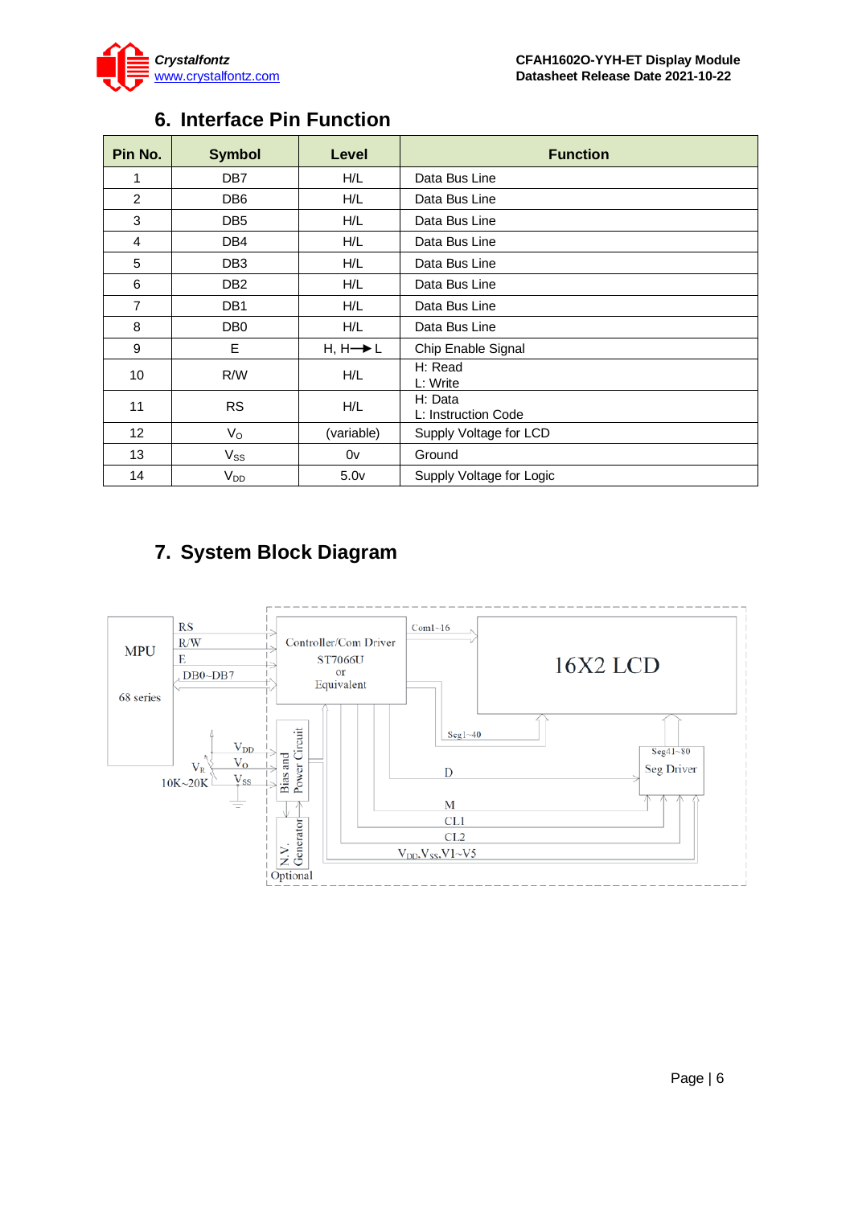## 6. Interface Pin Function

| Pin No. | Symbol | Level | Function |
|---|---|---|---|
| 1 | DB7 | H/L | Data Bus Line |
| 2 | DB6 | H/L | Data Bus Line |
| 3 | DB5 | H/L | Data Bus Line |
| 4 | DB4 | H/L | Data Bus Line |
| 5 | DB3 | H/L | Data Bus Line |
| 6 | DB2 | H/L | Data Bus Line |
| 7 | DB1 | H/L | Data Bus Line |
| 8 | DB0 | H/L | Data Bus Line |
| 9 | E | H, H→L | Chip Enable Signal |
| 10 | R/W | H/L | H: Read<br>L: Write |
| 11 | RS | H/L | H: Data<br>L: Instruction Code |
| 12 | $V_O$ | (variable) | Supply Voltage for LCD |
| 13 | $V_{SS}$ | 0v | Ground |
| 14 | $V_{DD}$ | 5.0v | Supply Voltage for Logic |

## 7. System Block Diagram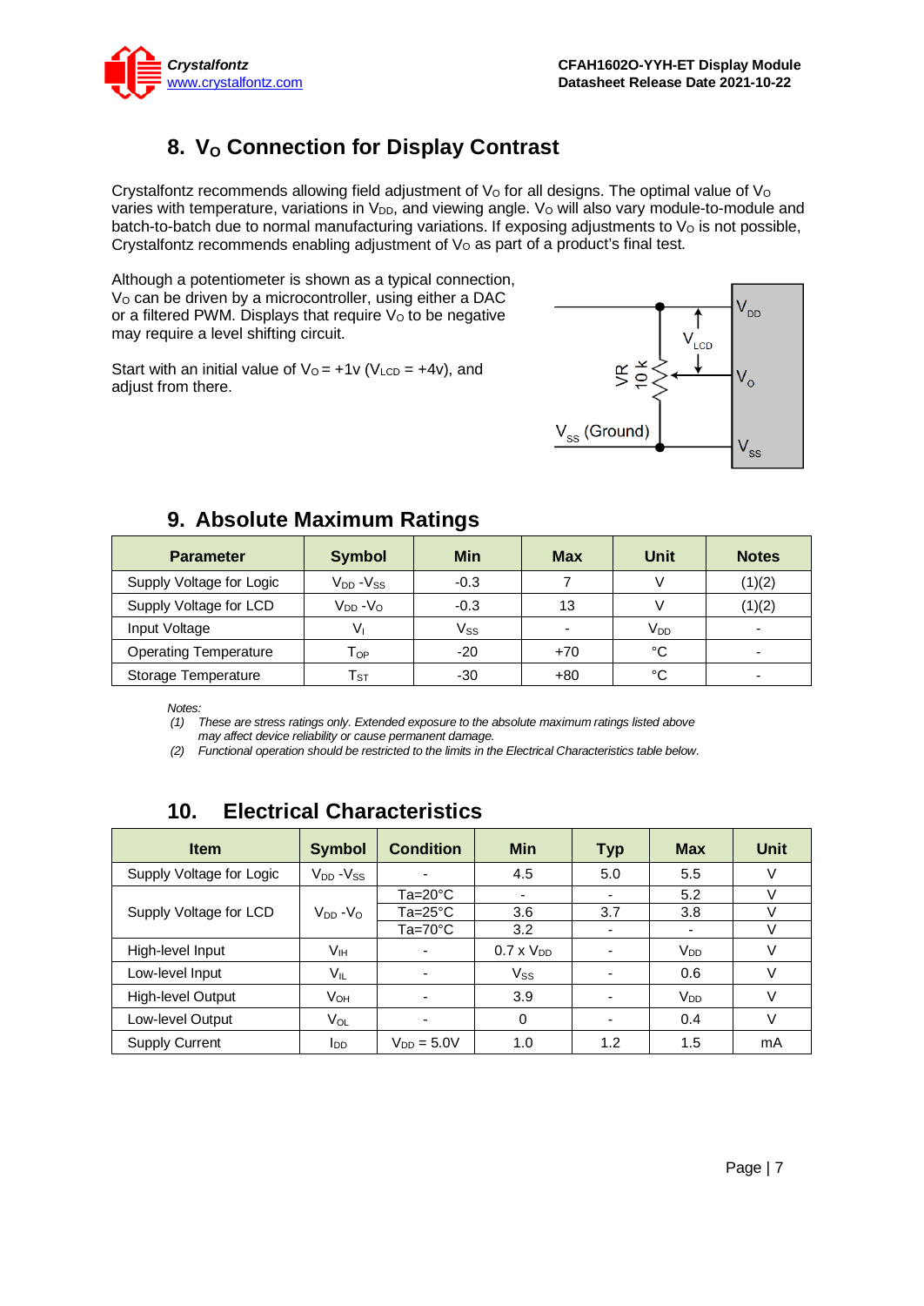## 8. $V_O$ Connection for Display Contrast

Crystalfontz recommends allowing field adjustment of $V_O$ for all designs. The optimal value of $V_O$ varies with temperature, variations in $V_{DD}$, and viewing angle. $V_O$ will also vary module-to-module and batch-to-batch due to normal manufacturing variations. If exposing adjustments to $V_O$ is not possible, Crystalfontz recommends enabling adjustment of $V_O$ as part of a product's final test.

Although a potentiometer is shown as a typical connection, $V_O$ can be driven by a microcontroller, using either a DAC or a filtered PWM. Displays that require $V_O$ to be negative may require a level shifting circuit.

Start with an initial value of $V_O$ = +1v ($V_{LCD}$ = +4v), and adjust from there.

## 9. Absolute Maximum Ratings

| Parameter | Symbol | Min | Max | Unit | Notes |
|---|---|---|---|---|---|
| Supply Voltage for Logic | $V_{DD}$ -$V_{SS}$ | -0.3 | 7 | V | (1)(2) |
| Supply Voltage for LCD | $V_{DD}$ -$V_O$ | -0.3 | 13 | V | (1)(2) |
| Input Voltage | $V_I$ | $V_{SS}$ | - | $V_{DD}$ | - |
| Operating Temperature | $T_{OP}$ | -20 | +70 | °C | - |
| Storage Temperature | $T_{ST}$ | -30 | +80 | °C | - |

*Notes:*
*(1) These are stress ratings only. Extended exposure to the absolute maximum ratings listed above may affect device reliability or cause permanent damage.*
*(2) Functional operation should be restricted to the limits in the Electrical Characteristics table below.*

## 10. Electrical Characteristics

| Item | Symbol | Condition | Min | Typ | Max | Unit |
|---|---|---|---|---|---|---|
| Supply Voltage for Logic | $V_{DD}$ -$V_{SS}$ | - | 4.5 | 5.0 | 5.5 | V |
| Supply Voltage for LCD | $V_{DD}$ -$V_O$ | Ta=20°C | - | - | 5.2 | V |
| | | Ta=25°C | 3.6 | 3.7 | 3.8 | V |
| | | Ta=70°C | 3.2 | - | - | V |
| High-level Input | $V_{IH}$ | - | 0.7 x $V_{DD}$ | - | $V_{DD}$ | V |
| Low-level Input | $V_{IL}$ | - | $V_{SS}$ | - | 0.6 | V |
| High-level Output | $V_{OH}$ | - | 3.9 | - | $V_{DD}$ | V |
| Low-level Output | $V_{OL}$ | - | 0 | - | 0.4 | V |
| Supply Current | $I_{DD}$ | $V_{DD}$ = 5.0V | 1.0 | 1.2 | 1.5 | mA |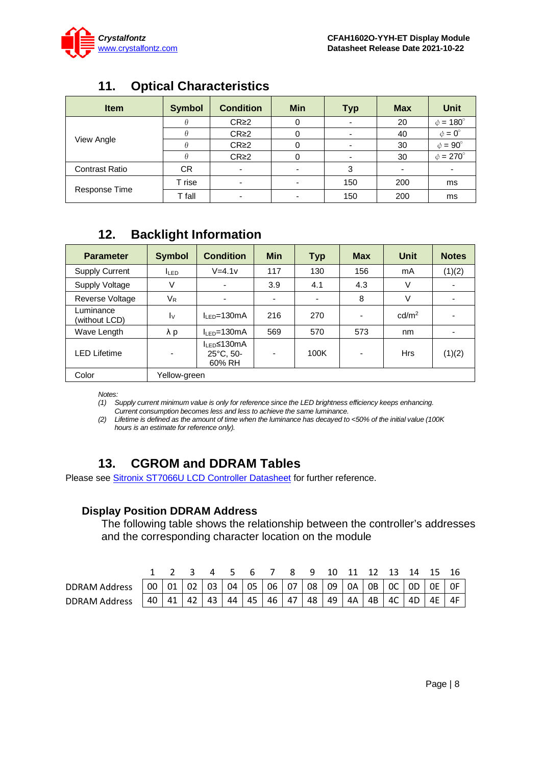## 11. Optical Characteristics

| Item | Symbol | Condition | Min | Typ | Max | Unit |
|---|---|---|---|---|---|---|
| View Angle | $\theta$ | CR≥2 | 0 | - | 20 | $\phi = 180°$ |
| | $\theta$ | CR≥2 | 0 | - | 40 | $\phi = 0°$ |
| | $\theta$ | CR≥2 | 0 | - | 30 | $\phi = 90°$ |
| | $\theta$ | CR≥2 | 0 | - | 30 | $\phi = 270°$ |
| Contrast Ratio | CR | - | - | 3 | - | - |
| Response Time | T rise | - | - | 150 | 200 | ms |
| | T fall | - | - | 150 | 200 | ms |

## 12. Backlight Information

| Parameter | Symbol | Condition | Min | Typ | Max | Unit | Notes |
|---|---|---|---|---|---|---|---|
| Supply Current | $I_{LED}$ | V=4.1v | 117 | 130 | 156 | mA | (1)(2) |
| Supply Voltage | V | - | 3.9 | 4.1 | 4.3 | V | - |
| Reverse Voltage | $V_R$ | - | - | - | 8 | V | - |
| Luminance (without LCD) | $I_V$ | $I_{LED}$=130mA | 216 | 270 | - | cd/m² | - |
| Wave Length | λ p | $I_{LED}$=130mA | 569 | 570 | 573 | nm | - |
| LED Lifetime | - | $I_{LED}$≤130mA 25°C, 50-60% RH | - | 100K | - | Hrs | (1)(2) |
| Color | Yellow-green | | | | | | |

*Notes:*
*(1) Supply current minimum value is only for reference since the LED brightness efficiency keeps enhancing. Current consumption becomes less and less to achieve the same luminance.*
*(2) Lifetime is defined as the amount of time when the luminance has decayed to <50% of the initial value (100K hours is an estimate for reference only).*

## 13. CGROM and DDRAM Tables

Please see Sitronix ST7066U LCD Controller Datasheet for further reference.

### Display Position DDRAM Address

The following table shows the relationship between the controller's addresses and the corresponding character location on the module

| | 1 | 2 | 3 | 4 | 5 | 6 | 7 | 8 | 9 | 10 | 11 | 12 | 13 | 14 | 15 | 16 |
|---|---|---|---|---|---|---|---|---|---|---|---|---|---|---|---|---|
| DDRAM Address | 00 | 01 | 02 | 03 | 04 | 05 | 06 | 07 | 08 | 09 | 0A | 0B | 0C | 0D | 0E | 0F |
| DDRAM Address | 40 | 41 | 42 | 43 | 44 | 45 | 46 | 47 | 48 | 49 | 4A | 4B | 4C | 4D | 4E | 4F |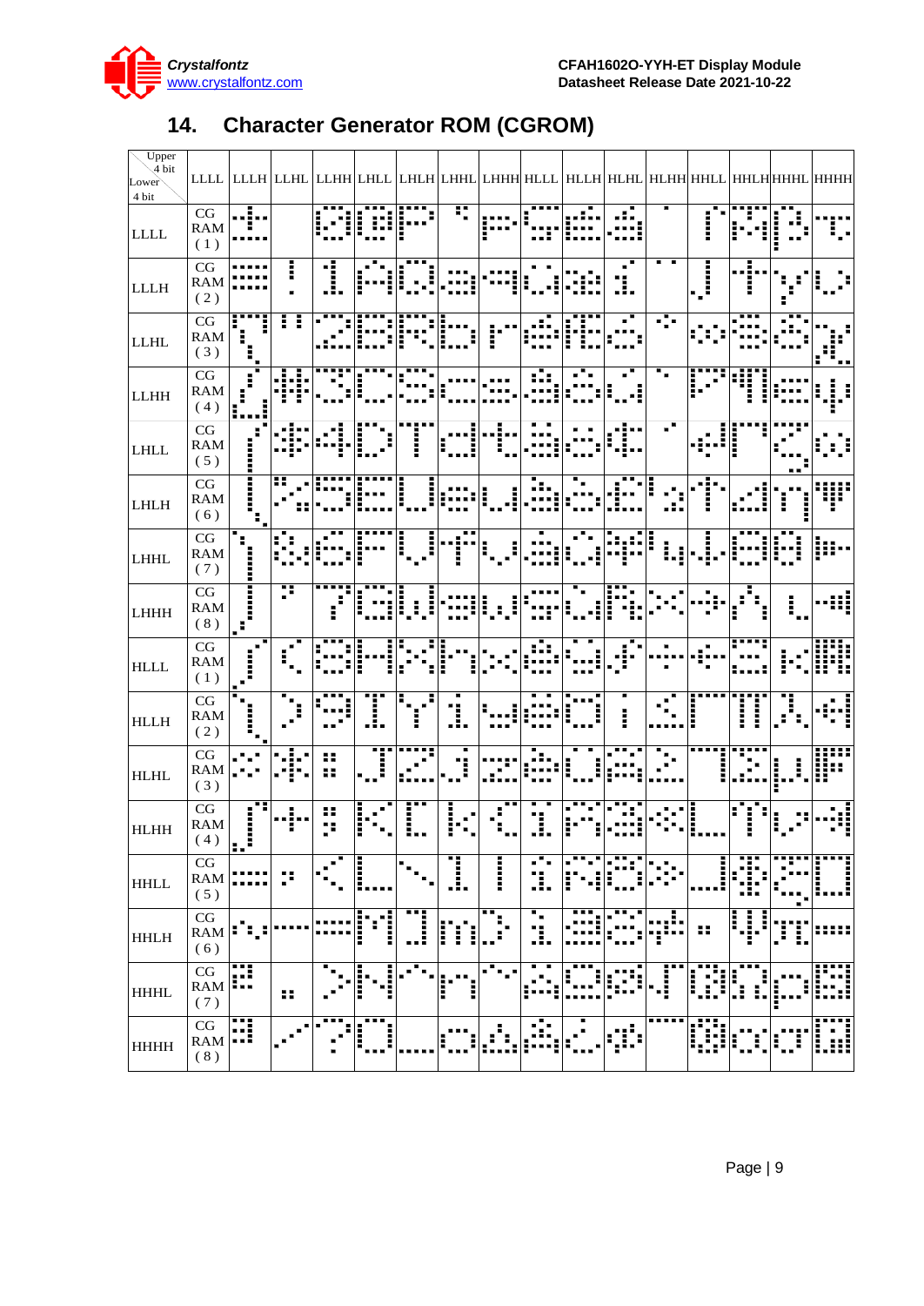## 14. Character Generator ROM (CGROM)

| Upper 4 bit / Lower 4 bit | LLLL | LLLH | LLHL | LLHH | LHLL | LHLH | LHHL | LHHH | HLLL | HLLH | HLHL | HLHH | HHLL | HHLH | HHHL | HHHH |
|---|---|---|---|---|---|---|---|---|---|---|---|---|---|---|---|---|
| LLLL | CG RAM (1) | | | | | | | | | | | | | | | |
| LLLH | CG RAM (2) | | | | | | | | | | | | | | | |
| LLHL | CG RAM (3) | | | | | | | | | | | | | | | |
| LLHH | CG RAM (4) | | | | | | | | | | | | | | | |
| LHLL | CG RAM (5) | | | | | | | | | | | | | | | |
| LHLH | CG RAM (6) | | | | | | | | | | | | | | | |
| LHHL | CG RAM (7) | | | | | | | | | | | | | | | |
| LHHH | CG RAM (8) | | | | | | | | | | | | | | | |
| HLLL | CG RAM (1) | | | | | | | | | | | | | | | |
| HLLH | CG RAM (2) | | | | | | | | | | | | | | | |
| HLHL | CG RAM (3) | | | | | | | | | | | | | | | |
| HLHH | CG RAM (4) | | | | | | | | | | | | | | | |
| HHLL | CG RAM (5) | | | | | | | | | | | | | | | |
| HHLH | CG RAM (6) | | | | | | | | | | | | | | | |
| HHHL | CG RAM (7) | | | | | | | | | | | | | | | |
| HHHH | CG RAM (8) | | | | | | | | | | | | | | | |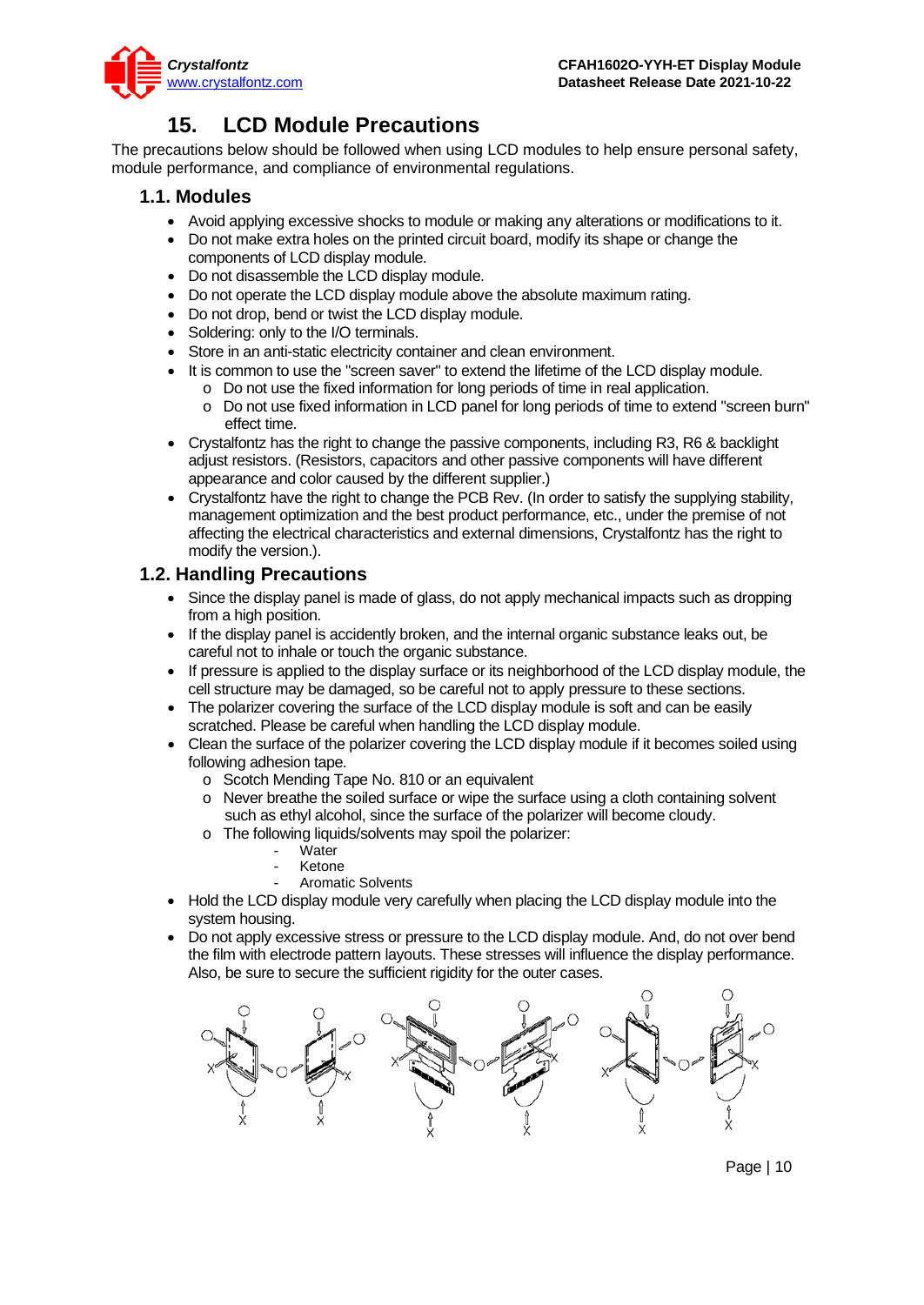# 15. LCD Module Precautions

The precautions below should be followed when using LCD modules to help ensure personal safety, module performance, and compliance of environmental regulations.

## 1.1. Modules

- Avoid applying excessive shocks to module or making any alterations or modifications to it.
- Do not make extra holes on the printed circuit board, modify its shape or change the components of LCD display module.
- Do not disassemble the LCD display module.
- Do not operate the LCD display module above the absolute maximum rating.
- Do not drop, bend or twist the LCD display module.
- Soldering: only to the I/O terminals.
- Store in an anti-static electricity container and clean environment.
- It is common to use the "screen saver" to extend the lifetime of the LCD display module.
  - Do not use the fixed information for long periods of time in real application.
  - Do not use fixed information in LCD panel for long periods of time to extend "screen burn" effect time.
- Crystalfontz has the right to change the passive components, including R3, R6 & backlight adjust resistors. (Resistors, capacitors and other passive components will have different appearance and color caused by the different supplier.)
- Crystalfontz have the right to change the PCB Rev. (In order to satisfy the supplying stability, management optimization and the best product performance, etc., under the premise of not affecting the electrical characteristics and external dimensions, Crystalfontz has the right to modify the version.).

## 1.2. Handling Precautions

- Since the display panel is made of glass, do not apply mechanical impacts such as dropping from a high position.
- If the display panel is accidently broken, and the internal organic substance leaks out, be careful not to inhale or touch the organic substance.
- If pressure is applied to the display surface or its neighborhood of the LCD display module, the cell structure may be damaged, so be careful not to apply pressure to these sections.
- The polarizer covering the surface of the LCD display module is soft and can be easily scratched. Please be careful when handling the LCD display module.
- Clean the surface of the polarizer covering the LCD display module if it becomes soiled using following adhesion tape.
  - Scotch Mending Tape No. 810 or an equivalent
  - Never breathe the soiled surface or wipe the surface using a cloth containing solvent such as ethyl alcohol, since the surface of the polarizer will become cloudy.
  - The following liquids/solvents may spoil the polarizer:
    - Water
    - Ketone
    - Aromatic Solvents
- Hold the LCD display module very carefully when placing the LCD display module into the system housing.
- Do not apply excessive stress or pressure to the LCD display module. And, do not over bend the film with electrode pattern layouts. These stresses will influence the display performance. Also, be sure to secure the sufficient rigidity for the outer cases.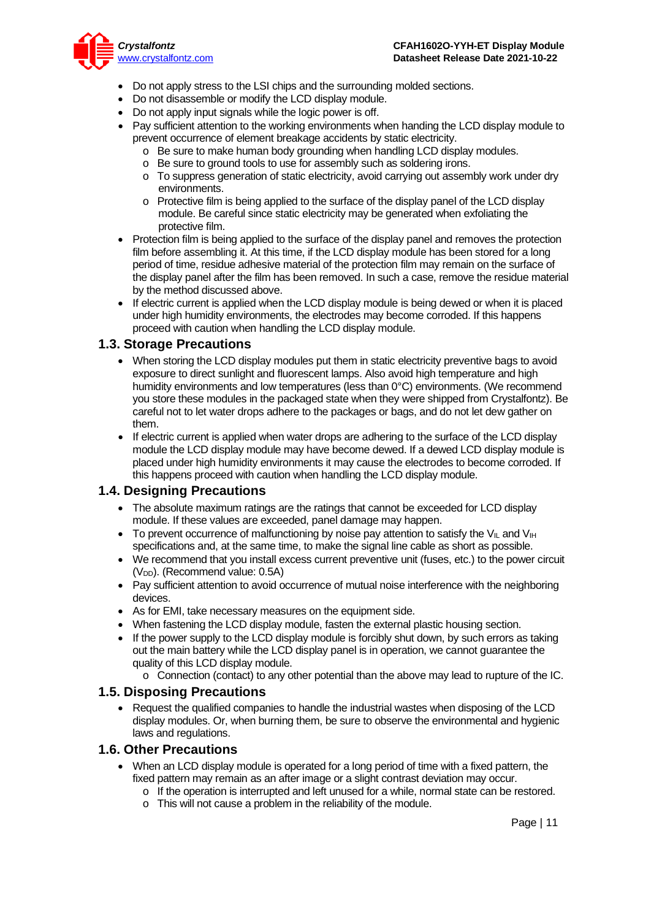- Do not apply stress to the LSI chips and the surrounding molded sections.
- Do not disassemble or modify the LCD display module.
- Do not apply input signals while the logic power is off.
- Pay sufficient attention to the working environments when handing the LCD display module to prevent occurrence of element breakage accidents by static electricity.
  - Be sure to make human body grounding when handling LCD display modules.
  - Be sure to ground tools to use for assembly such as soldering irons.
  - To suppress generation of static electricity, avoid carrying out assembly work under dry environments.
  - Protective film is being applied to the surface of the display panel of the LCD display module. Be careful since static electricity may be generated when exfoliating the protective film.
- Protection film is being applied to the surface of the display panel and removes the protection film before assembling it. At this time, if the LCD display module has been stored for a long period of time, residue adhesive material of the protection film may remain on the surface of the display panel after the film has been removed. In such a case, remove the residue material by the method discussed above.
- If electric current is applied when the LCD display module is being dewed or when it is placed under high humidity environments, the electrodes may become corroded. If this happens proceed with caution when handling the LCD display module.

## 1.3. Storage Precautions

- When storing the LCD display modules put them in static electricity preventive bags to avoid exposure to direct sunlight and fluorescent lamps. Also avoid high temperature and high humidity environments and low temperatures (less than 0°C) environments. (We recommend you store these modules in the packaged state when they were shipped from Crystalfontz). Be careful not to let water drops adhere to the packages or bags, and do not let dew gather on them.
- If electric current is applied when water drops are adhering to the surface of the LCD display module the LCD display module may have become dewed. If a dewed LCD display module is placed under high humidity environments it may cause the electrodes to become corroded. If this happens proceed with caution when handling the LCD display module.

## 1.4. Designing Precautions

- The absolute maximum ratings are the ratings that cannot be exceeded for LCD display module. If these values are exceeded, panel damage may happen.
- To prevent occurrence of malfunctioning by noise pay attention to satisfy the $V_{IL}$ and $V_{IH}$ specifications and, at the same time, to make the signal line cable as short as possible.
- We recommend that you install excess current preventive unit (fuses, etc.) to the power circuit ($V_{DD}$). (Recommend value: 0.5A)
- Pay sufficient attention to avoid occurrence of mutual noise interference with the neighboring devices.
- As for EMI, take necessary measures on the equipment side.
- When fastening the LCD display module, fasten the external plastic housing section.
- If the power supply to the LCD display module is forcibly shut down, by such errors as taking out the main battery while the LCD display panel is in operation, we cannot guarantee the quality of this LCD display module.
  - Connection (contact) to any other potential than the above may lead to rupture of the IC.

## 1.5. Disposing Precautions

- Request the qualified companies to handle the industrial wastes when disposing of the LCD display modules. Or, when burning them, be sure to observe the environmental and hygienic laws and regulations.

## 1.6. Other Precautions

- When an LCD display module is operated for a long period of time with a fixed pattern, the fixed pattern may remain as an after image or a slight contrast deviation may occur.
  - If the operation is interrupted and left unused for a while, normal state can be restored.
  - This will not cause a problem in the reliability of the module.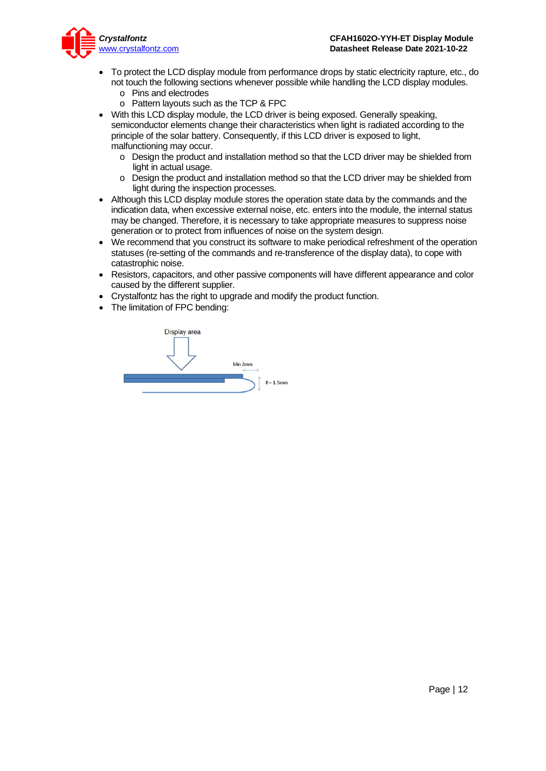- To protect the LCD display module from performance drops by static electricity rapture, etc., do not touch the following sections whenever possible while handling the LCD display modules.
  - Pins and electrodes
  - Pattern layouts such as the TCP & FPC
- With this LCD display module, the LCD driver is being exposed. Generally speaking, semiconductor elements change their characteristics when light is radiated according to the principle of the solar battery. Consequently, if this LCD driver is exposed to light, malfunctioning may occur.
  - Design the product and installation method so that the LCD driver may be shielded from light in actual usage.
  - Design the product and installation method so that the LCD driver may be shielded from light during the inspection processes.
- Although this LCD display module stores the operation state data by the commands and the indication data, when excessive external noise, etc. enters into the module, the internal status may be changed. Therefore, it is necessary to take appropriate measures to suppress noise generation or to protect from influences of noise on the system design.
- We recommend that you construct its software to make periodical refreshment of the operation statuses (re-setting of the commands and re-transference of the display data), to cope with catastrophic noise.
- Resistors, capacitors, and other passive components will have different appearance and color caused by the different supplier.
- Crystalfontz has the right to upgrade and modify the product function.
- The limitation of FPC bending:

Display area

Min 2mm

R= 1.5mm